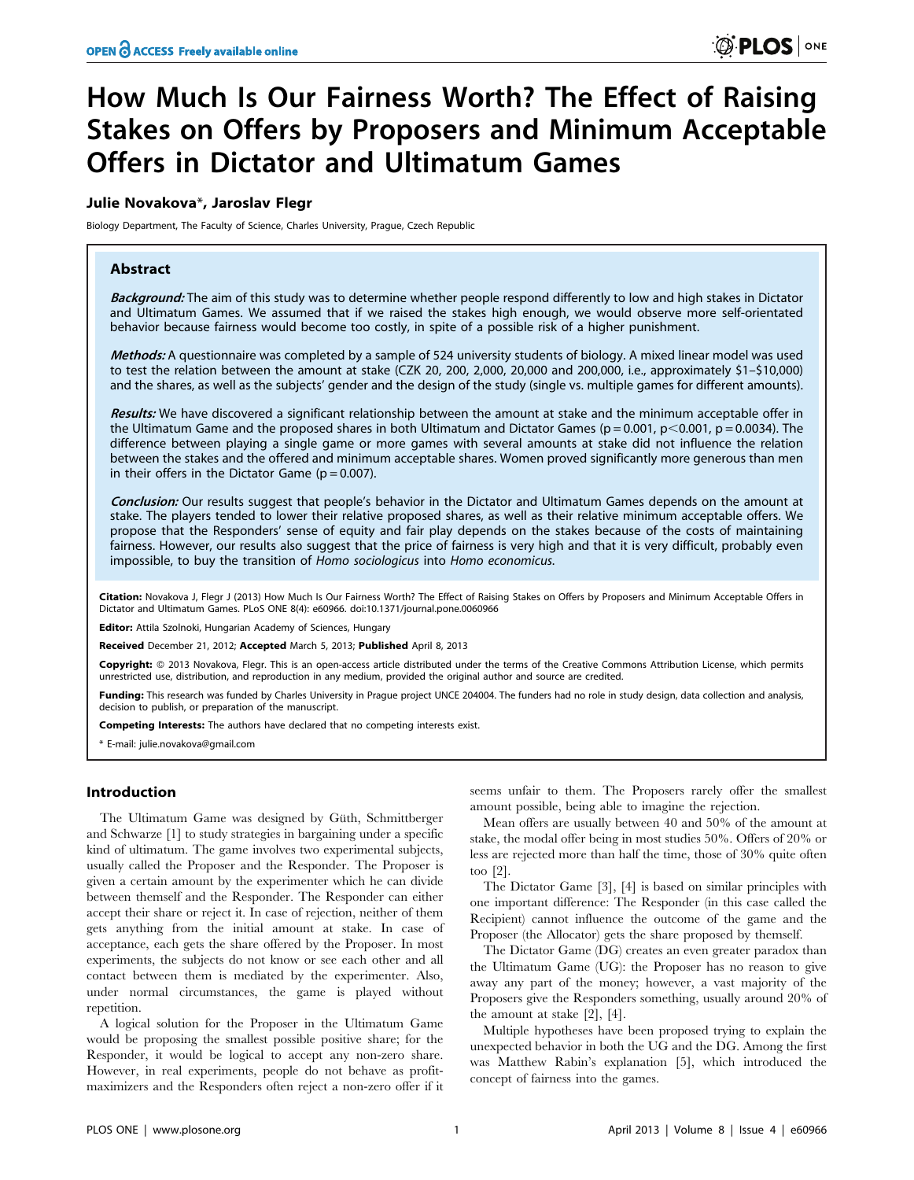# How Much Is Our Fairness Worth? The Effect of Raising Stakes on Offers by Proposers and Minimum Acceptable Offers in Dictator and Ultimatum Games

**Julie Novakova\*, Jaroslav Flegr**

Biology Department, The Faculty of Science, Charles University, Prague, Czech Republic

## Abstract

***Background:*** The aim of this study was to determine whether people respond differently to low and high stakes in Dictator and Ultimatum Games. We assumed that if we raised the stakes high enough, we would observe more self-orientated behavior because fairness would become too costly, in spite of a possible risk of a higher punishment.

***Methods:*** A questionnaire was completed by a sample of 524 university students of biology. A mixed linear model was used to test the relation between the amount at stake (CZK 20, 200, 2,000, 20,000 and 200,000, i.e., approximately \$1–\$10,000) and the shares, as well as the subjects' gender and the design of the study (single vs. multiple games for different amounts).

***Results:*** We have discovered a significant relationship between the amount at stake and the minimum acceptable offer in the Ultimatum Game and the proposed shares in both Ultimatum and Dictator Games ($p = 0.001$, $p < 0.001$, $p = 0.0034$). The difference between playing a single game or more games with several amounts at stake did not influence the relation between the stakes and the offered and minimum acceptable shares. Women proved significantly more generous than men in their offers in the Dictator Game ($p = 0.007$).

***Conclusion:*** Our results suggest that people's behavior in the Dictator and Ultimatum Games depends on the amount at stake. The players tended to lower their relative proposed shares, as well as their relative minimum acceptable offers. We propose that the Responders' sense of equity and fair play depends on the stakes because of the costs of maintaining fairness. However, our results also suggest that the price of fairness is very high and that it is very difficult, probably even impossible, to buy the transition of *Homo sociologicus* into *Homo economicus*.

**Citation:** Novakova J, Flegr J (2013) How Much Is Our Fairness Worth? The Effect of Raising Stakes on Offers by Proposers and Minimum Acceptable Offers in Dictator and Ultimatum Games. PLoS ONE 8(4): e60966. doi:10.1371/journal.pone.0060966

**Editor:** Attila Szolnoki, Hungarian Academy of Sciences, Hungary

**Received** December 21, 2012; **Accepted** March 5, 2013; **Published** April 8, 2013

**Copyright:** © 2013 Novakova, Flegr. This is an open-access article distributed under the terms of the Creative Commons Attribution License, which permits unrestricted use, distribution, and reproduction in any medium, provided the original author and source are credited.

**Funding:** This research was funded by Charles University in Prague project UNCE 204004. The funders had no role in study design, data collection and analysis, decision to publish, or preparation of the manuscript.

**Competing Interests:** The authors have declared that no competing interests exist.

\* E-mail: julie.novakova@gmail.com

## Introduction

The Ultimatum Game was designed by Güth, Schmittberger and Schwarze [1] to study strategies in bargaining under a specific kind of ultimatum. The game involves two experimental subjects, usually called the Proposer and the Responder. The Proposer is given a certain amount by the experimenter which he can divide between themself and the Responder. The Responder can either accept their share or reject it. In case of rejection, neither of them gets anything from the initial amount at stake. In case of acceptance, each gets the share offered by the Proposer. In most experiments, the subjects do not know or see each other and all contact between them is mediated by the experimenter. Also, under normal circumstances, the game is played without repetition.

A logical solution for the Proposer in the Ultimatum Game would be proposing the smallest possible positive share; for the Responder, it would be logical to accept any non-zero share. However, in real experiments, people do not behave as profit-maximizers and the Responders often reject a non-zero offer if it seems unfair to them. The Proposers rarely offer the smallest amount possible, being able to imagine the rejection.

Mean offers are usually between 40 and 50% of the amount at stake, the modal offer being in most studies 50%. Offers of 20% or less are rejected more than half the time, those of 30% quite often too [2].

The Dictator Game [3], [4] is based on similar principles with one important difference: The Responder (in this case called the Recipient) cannot influence the outcome of the game and the Proposer (the Allocator) gets the share proposed by themself.

The Dictator Game (DG) creates an even greater paradox than the Ultimatum Game (UG): the Proposer has no reason to give away any part of the money; however, a vast majority of the Proposers give the Responders something, usually around 20% of the amount at stake [2], [4].

Multiple hypotheses have been proposed trying to explain the unexpected behavior in both the UG and the DG. Among the first was Matthew Rabin's explanation [5], which introduced the concept of fairness into the games.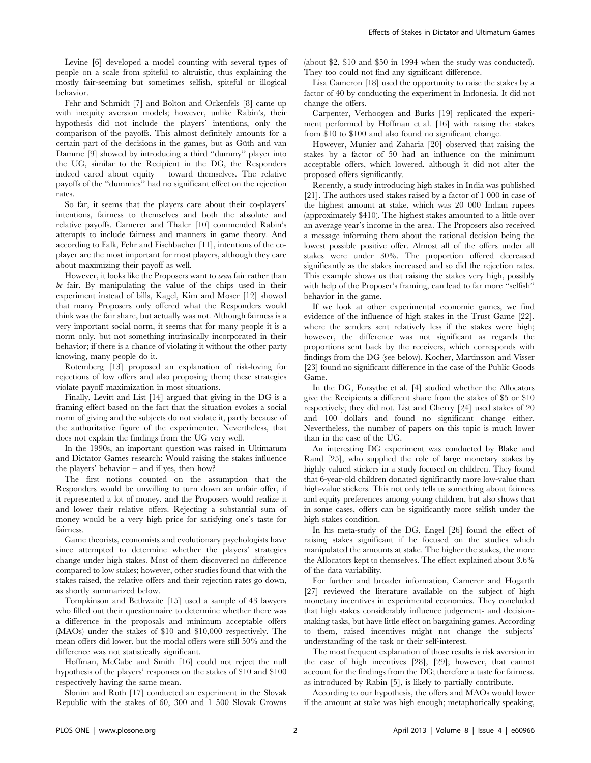Levine [6] developed a model counting with several types of people on a scale from spiteful to altruistic, thus explaining the mostly fair-seeming but sometimes selfish, spiteful or illogical behavior.

Fehr and Schmidt [7] and Bolton and Ockenfels [8] came up with inequity aversion models; however, unlike Rabin's, their hypothesis did not include the players' intentions, only the comparison of the payoffs. This almost definitely amounts for a certain part of the decisions in the games, but as Güth and van Damme [9] showed by introducing a third "dummy" player into the UG, similar to the Recipient in the DG, the Responders indeed cared about equity – toward themselves. The relative payoffs of the "dummies" had no significant effect on the rejection rates.

So far, it seems that the players care about their co-players' intentions, fairness to themselves and both the absolute and relative payoffs. Camerer and Thaler [10] commended Rabin's attempts to include fairness and manners in game theory. And according to Falk, Fehr and Fischbacher [11], intentions of the co-player are the most important for most players, although they care about maximizing their payoff as well.

However, it looks like the Proposers want to *seem* fair rather than *be* fair. By manipulating the value of the chips used in their experiment instead of bills, Kagel, Kim and Moser [12] showed that many Proposers only offered what the Responders would think was the fair share, but actually was not. Although fairness is a very important social norm, it seems that for many people it is a norm only, but not something intrinsically incorporated in their behavior; if there is a chance of violating it without the other party knowing, many people do it.

Rotemberg [13] proposed an explanation of risk-loving for rejections of low offers and also proposing them; these strategies violate payoff maximization in most situations.

Finally, Levitt and List [14] argued that giving in the DG is a framing effect based on the fact that the situation evokes a social norm of giving and the subjects do not violate it, partly because of the authoritative figure of the experimenter. Nevertheless, that does not explain the findings from the UG very well.

In the 1990s, an important question was raised in Ultimatum and Dictator Games research: Would raising the stakes influence the players' behavior – and if yes, then how?

The first notions counted on the assumption that the Responders would be unwilling to turn down an unfair offer, if it represented a lot of money, and the Proposers would realize it and lower their relative offers. Rejecting a substantial sum of money would be a very high price for satisfying one's taste for fairness.

Game theorists, economists and evolutionary psychologists have since attempted to determine whether the players' strategies change under high stakes. Most of them discovered no difference compared to low stakes; however, other studies found that with the stakes raised, the relative offers and their rejection rates go down, as shortly summarized below.

Tompkinson and Bethwaite [15] used a sample of 43 lawyers who filled out their questionnaire to determine whether there was a difference in the proposals and minimum acceptable offers (MAOs) under the stakes of $10 and $10,000 respectively. The mean offers did lower, but the modal offers were still 50% and the difference was not statistically significant.

Hoffman, McCabe and Smith [16] could not reject the null hypothesis of the players' responses on the stakes of $10 and $100 respectively having the same mean.

Slonim and Roth [17] conducted an experiment in the Slovak Republic with the stakes of 60, 300 and 1 500 Slovak Crowns (about $2, $10 and $50 in 1994 when the study was conducted). They too could not find any significant difference.

Lisa Cameron [18] used the opportunity to raise the stakes by a factor of 40 by conducting the experiment in Indonesia. It did not change the offers.

Carpenter, Verhoogen and Burks [19] replicated the experiment performed by Hoffman et al. [16] with raising the stakes from $10 to $100 and also found no significant change.

However, Munier and Zaharia [20] observed that raising the stakes by a factor of 50 had an influence on the minimum acceptable offers, which lowered, although it did not alter the proposed offers significantly.

Recently, a study introducing high stakes in India was published [21]. The authors used stakes raised by a factor of 1 000 in case of the highest amount at stake, which was 20 000 Indian rupees (approximately $410). The highest stakes amounted to a little over an average year's income in the area. The Proposers also received a message informing them about the rational decision being the lowest possible positive offer. Almost all of the offers under all stakes were under 30%. The proportion offered decreased significantly as the stakes increased and so did the rejection rates. This example shows us that raising the stakes very high, possibly with help of the Proposer's framing, can lead to far more "selfish" behavior in the game.

If we look at other experimental economic games, we find evidence of the influence of high stakes in the Trust Game [22], where the senders sent relatively less if the stakes were high; however, the difference was not significant as regards the proportions sent back by the receivers, which corresponds with findings from the DG (see below). Kocher, Martinsson and Visser [23] found no significant difference in the case of the Public Goods Game.

In the DG, Forsythe et al. [4] studied whether the Allocators give the Recipients a different share from the stakes of $5 or $10 respectively; they did not. List and Cherry [24] used stakes of 20 and 100 dollars and found no significant change either. Nevertheless, the number of papers on this topic is much lower than in the case of the UG.

An interesting DG experiment was conducted by Blake and Rand [25], who supplied the role of large monetary stakes by highly valued stickers in a study focused on children. They found that 6-year-old children donated significantly more low-value than high-value stickers. This not only tells us something about fairness and equity preferences among young children, but also shows that in some cases, offers can be significantly more selfish under the high stakes condition.

In his meta-study of the DG, Engel [26] found the effect of raising stakes significant if he focused on the studies which manipulated the amounts at stake. The higher the stakes, the more the Allocators kept to themselves. The effect explained about 3.6% of the data variability.

For further and broader information, Camerer and Hogarth [27] reviewed the literature available on the subject of high monetary incentives in experimental economics. They concluded that high stakes considerably influence judgement- and decision-making tasks, but have little effect on bargaining games. According to them, raised incentives might not change the subjects' understanding of the task or their self-interest.

The most frequent explanation of those results is risk aversion in the case of high incentives [28], [29]; however, that cannot account for the findings from the DG; therefore a taste for fairness, as introduced by Rabin [5], is likely to partially contribute.

According to our hypothesis, the offers and MAOs would lower if the amount at stake was high enough; metaphorically speaking,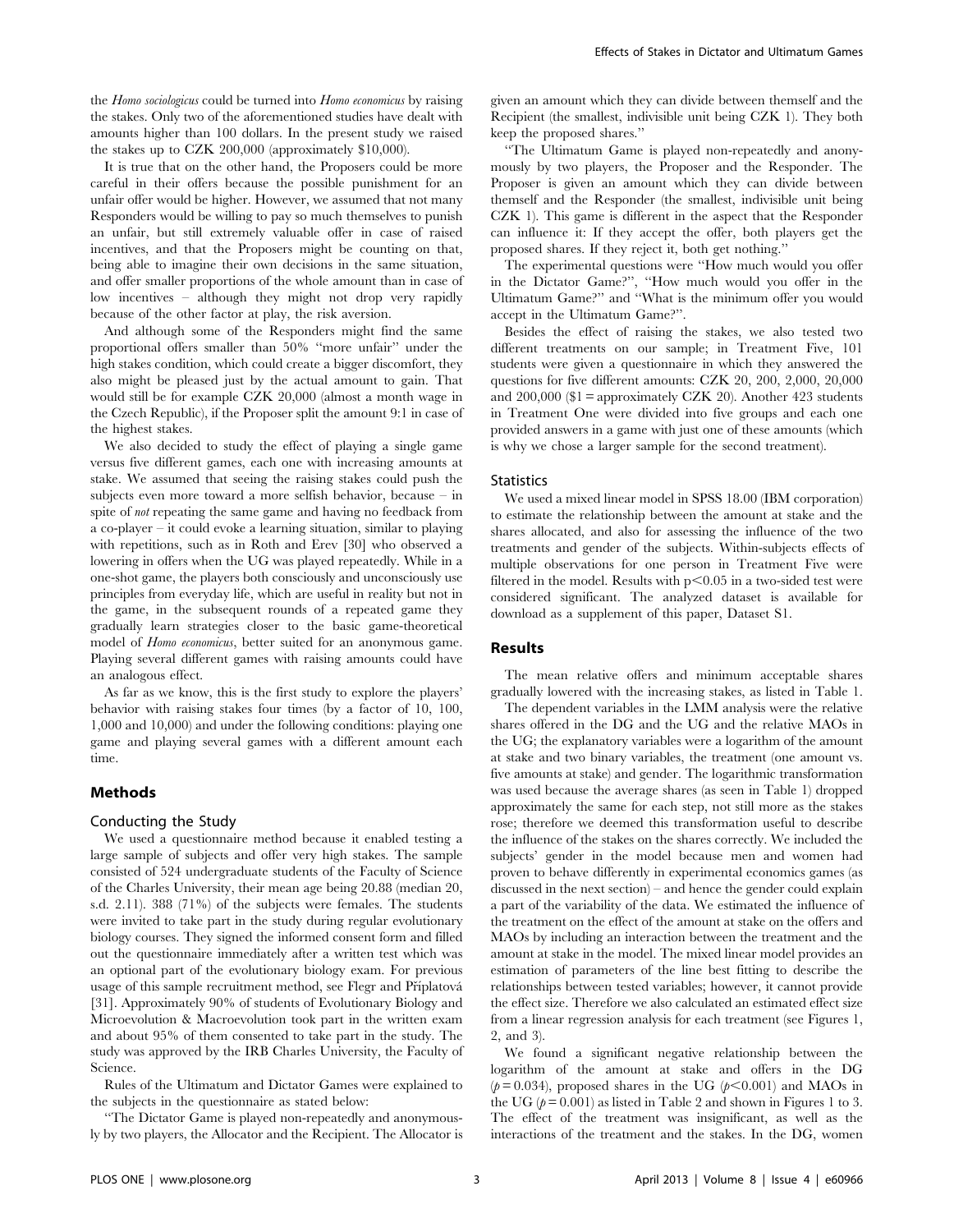the *Homo sociologicus* could be turned into *Homo economicus* by raising the stakes. Only two of the aforementioned studies have dealt with amounts higher than 100 dollars. In the present study we raised the stakes up to CZK 200,000 (approximately $10,000).

It is true that on the other hand, the Proposers could be more careful in their offers because the possible punishment for an unfair offer would be higher. However, we assumed that not many Responders would be willing to pay so much themselves to punish an unfair, but still extremely valuable offer in case of raised incentives, and that the Proposers might be counting on that, being able to imagine their own decisions in the same situation, and offer smaller proportions of the whole amount than in case of low incentives – although they might not drop very rapidly because of the other factor at play, the risk aversion.

And although some of the Responders might find the same proportional offers smaller than 50% "more unfair" under the high stakes condition, which could create a bigger discomfort, they also might be pleased just by the actual amount to gain. That would still be for example CZK 20,000 (almost a month wage in the Czech Republic), if the Proposer split the amount 9:1 in case of the highest stakes.

We also decided to study the effect of playing a single game versus five different games, each one with increasing amounts at stake. We assumed that seeing the raising stakes could push the subjects even more toward a more selfish behavior, because – in spite of *not* repeating the same game and having no feedback from a co-player – it could evoke a learning situation, similar to playing with repetitions, such as in Roth and Erev [30] who observed a lowering in offers when the UG was played repeatedly. While in a one-shot game, the players both consciously and unconsciously use principles from everyday life, which are useful in reality but not in the game, in the subsequent rounds of a repeated game they gradually learn strategies closer to the basic game-theoretical model of *Homo economicus*, better suited for an anonymous game. Playing several different games with raising amounts could have an analogous effect.

As far as we know, this is the first study to explore the players' behavior with raising stakes four times (by a factor of 10, 100, 1,000 and 10,000) and under the following conditions: playing one game and playing several games with a different amount each time.

## Methods

### Conducting the Study

We used a questionnaire method because it enabled testing a large sample of subjects and offer very high stakes. The sample consisted of 524 undergraduate students of the Faculty of Science of the Charles University, their mean age being 20.88 (median 20, s.d. 2.11). 388 (71%) of the subjects were females. The students were invited to take part in the study during regular evolutionary biology courses. They signed the informed consent form and filled out the questionnaire immediately after a written test which was an optional part of the evolutionary biology exam. For previous usage of this sample recruitment method, see Flegr and Příplatová [31]. Approximately 90% of students of Evolutionary Biology and Microevolution & Macroevolution took part in the written exam and about 95% of them consented to take part in the study. The study was approved by the IRB Charles University, the Faculty of Science.

Rules of the Ultimatum and Dictator Games were explained to the subjects in the questionnaire as stated below:

"The Dictator Game is played non-repeatedly and anonymously by two players, the Allocator and the Recipient. The Allocator is given an amount which they can divide between themself and the Recipient (the smallest, indivisible unit being CZK 1). They both keep the proposed shares."

"The Ultimatum Game is played non-repeatedly and anonymously by two players, the Proposer and the Responder. The Proposer is given an amount which they can divide between themself and the Responder (the smallest, indivisible unit being CZK 1). This game is different in the aspect that the Responder can influence it: If they accept the offer, both players get the proposed shares. If they reject it, both get nothing."

The experimental questions were "How much would you offer in the Dictator Game?", "How much would you offer in the Ultimatum Game?" and "What is the minimum offer you would accept in the Ultimatum Game?".

Besides the effect of raising the stakes, we also tested two different treatments on our sample; in Treatment Five, 101 students were given a questionnaire in which they answered the questions for five different amounts: CZK 20, 200, 2,000, 20,000 and 200,000 ($1 = approximately CZK 20). Another 423 students in Treatment One were divided into five groups and each one provided answers in a game with just one of these amounts (which is why we chose a larger sample for the second treatment).

### Statistics

We used a mixed linear model in SPSS 18.00 (IBM corporation) to estimate the relationship between the amount at stake and the shares allocated, and also for assessing the influence of the two treatments and gender of the subjects. Within-subjects effects of multiple observations for one person in Treatment Five were filtered in the model. Results with $p<0.05$ in a two-sided test were considered significant. The analyzed dataset is available for download as a supplement of this paper, Dataset S1.

## Results

The mean relative offers and minimum acceptable shares gradually lowered with the increasing stakes, as listed in Table 1.

The dependent variables in the LMM analysis were the relative shares offered in the DG and the UG and the relative MAOs in the UG; the explanatory variables were a logarithm of the amount at stake and two binary variables, the treatment (one amount vs. five amounts at stake) and gender. The logarithmic transformation was used because the average shares (as seen in Table 1) dropped approximately the same for each step, not still more as the stakes rose; therefore we deemed this transformation useful to describe the influence of the stakes on the shares correctly. We included the subjects' gender in the model because men and women had proven to behave differently in experimental economics games (as discussed in the next section) – and hence the gender could explain a part of the variability of the data. We estimated the influence of the treatment on the effect of the amount at stake on the offers and MAOs by including an interaction between the treatment and the amount at stake in the model. The mixed linear model provides an estimation of parameters of the line best fitting to describe the relationships between tested variables; however, it cannot provide the effect size. Therefore we also calculated an estimated effect size from a linear regression analysis for each treatment (see Figures 1, 2, and 3).

We found a significant negative relationship between the logarithm of the amount at stake and offers in the DG ($p=0.034$), proposed shares in the UG ($p<0.001$) and MAOs in the UG ($p=0.001$) as listed in Table 2 and shown in Figures 1 to 3. The effect of the treatment was insignificant, as well as the interactions of the treatment and the stakes. In the DG, women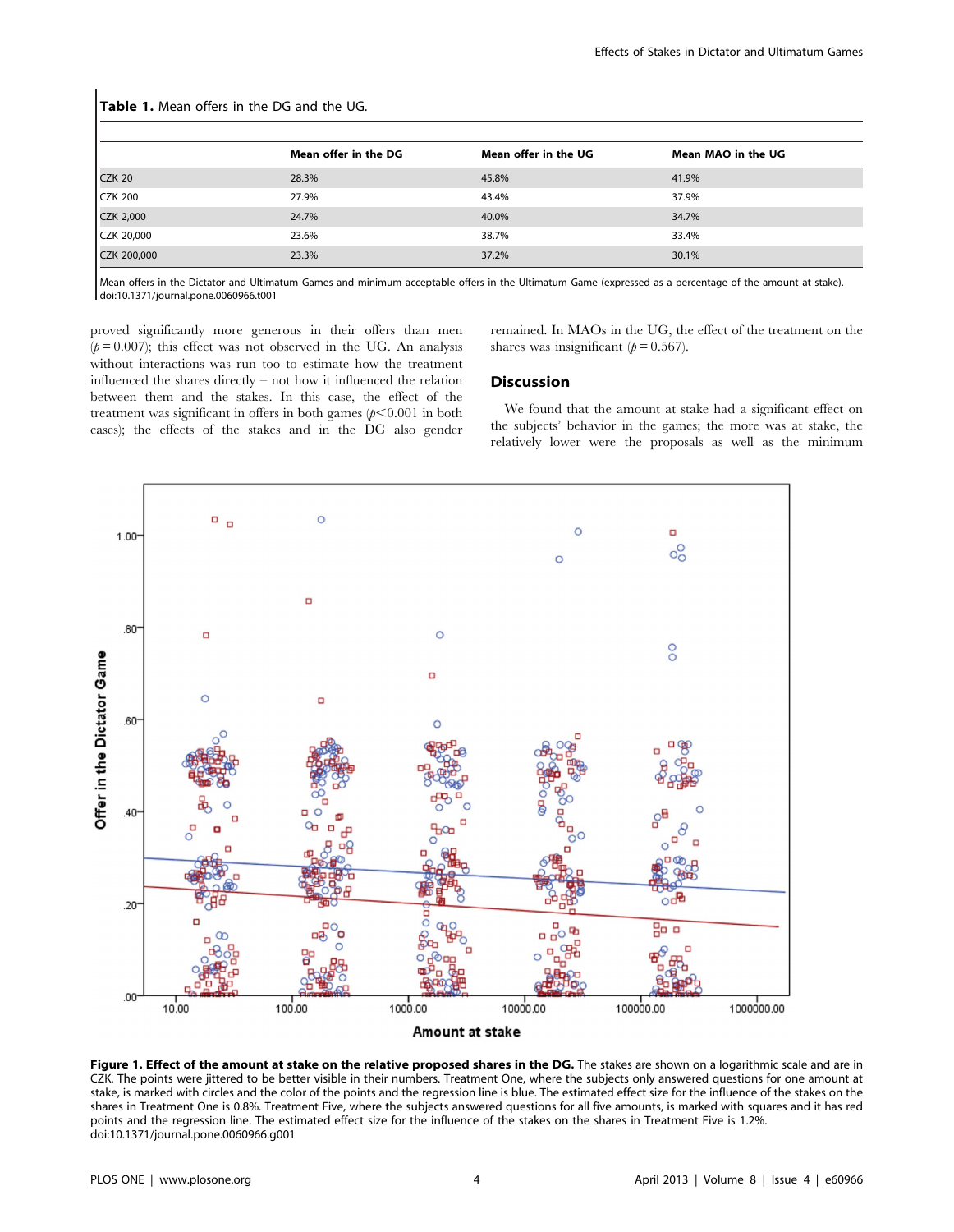**Table 1.** Mean offers in the DG and the UG.

| | Mean offer in the DG | Mean offer in the UG | Mean MAO in the UG |
|---|---|---|---|
| CZK 20 | 28.3% | 45.8% | 41.9% |
| CZK 200 | 27.9% | 43.4% | 37.9% |
| CZK 2,000 | 24.7% | 40.0% | 34.7% |
| CZK 20,000 | 23.6% | 38.7% | 33.4% |
| CZK 200,000 | 23.3% | 37.2% | 30.1% |

Mean offers in the Dictator and Ultimatum Games and minimum acceptable offers in the Ultimatum Game (expressed as a percentage of the amount at stake).
doi:10.1371/journal.pone.0060966.t001

proved significantly more generous in their offers than men ($p = 0.007$); this effect was not observed in the UG. An analysis without interactions was run too to estimate how the treatment influenced the shares directly – not how it influenced the relation between them and the stakes. In this case, the effect of the treatment was significant in offers in both games ($p < 0.001$ in both cases); the effects of the stakes and in the DG also gender remained. In MAOs in the UG, the effect of the treatment on the shares was insignificant ($p = 0.567$).

## Discussion

We found that the amount at stake had a significant effect on the subjects' behavior in the games; the more was at stake, the relatively lower were the proposals as well as the minimum

**Figure 1. Effect of the amount at stake on the relative proposed shares in the DG.** The stakes are shown on a logarithmic scale and are in CZK. The points were jittered to be better visible in their numbers. Treatment One, where the subjects only answered questions for one amount at stake, is marked with circles and the color of the points and the regression line is blue. The estimated effect size for the influence of the stakes on the shares in Treatment One is 0.8%. Treatment Five, where the subjects answered questions for all five amounts, is marked with squares and it has red points and the regression line. The estimated effect size for the influence of the stakes on the shares in Treatment Five is 1.2%.
doi:10.1371/journal.pone.0060966.g001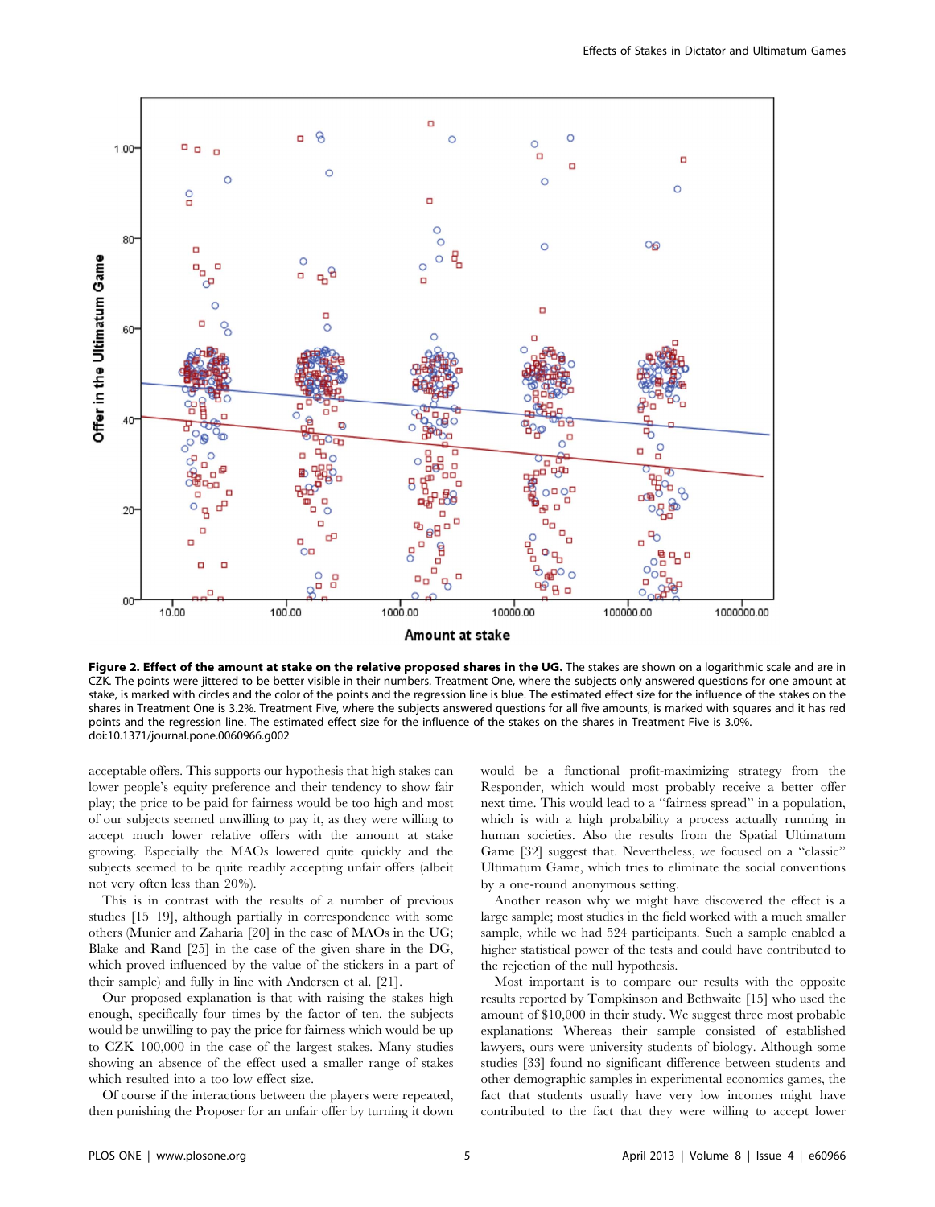**Figure 2. Effect of the amount at stake on the relative proposed shares in the UG.** The stakes are shown on a logarithmic scale and are in CZK. The points were jittered to be better visible in their numbers. Treatment One, where the subjects only answered questions for one amount at stake, is marked with circles and the color of the points and the regression line is blue. The estimated effect size for the influence of the stakes on the shares in Treatment One is 3.2%. Treatment Five, where the subjects answered questions for all five amounts, is marked with squares and it has red points and the regression line. The estimated effect size for the influence of the stakes on the shares in Treatment Five is 3.0%.
doi:10.1371/journal.pone.0060966.g002

acceptable offers. This supports our hypothesis that high stakes can lower people's equity preference and their tendency to show fair play; the price to be paid for fairness would be too high and most of our subjects seemed unwilling to pay it, as they were willing to accept much lower relative offers with the amount at stake growing. Especially the MAOs lowered quite quickly and the subjects seemed to be quite readily accepting unfair offers (albeit not very often less than 20%).

This is in contrast with the results of a number of previous studies [15–19], although partially in correspondence with some others (Munier and Zaharia [20] in the case of MAOs in the UG; Blake and Rand [25] in the case of the given share in the DG, which proved influenced by the value of the stickers in a part of their sample) and fully in line with Andersen et al. [21].

Our proposed explanation is that with raising the stakes high enough, specifically four times by the factor of ten, the subjects would be unwilling to pay the price for fairness which would be up to CZK 100,000 in the case of the largest stakes. Many studies showing an absence of the effect used a smaller range of stakes which resulted into a too low effect size.

Of course if the interactions between the players were repeated, then punishing the Proposer for an unfair offer by turning it down would be a functional profit-maximizing strategy from the Responder, which would most probably receive a better offer next time. This would lead to a "fairness spread" in a population, which is with a high probability a process actually running in human societies. Also the results from the Spatial Ultimatum Game [32] suggest that. Nevertheless, we focused on a "classic" Ultimatum Game, which tries to eliminate the social conventions by a one-round anonymous setting.

Another reason why we might have discovered the effect is a large sample; most studies in the field worked with a much smaller sample, while we had 524 participants. Such a sample enabled a higher statistical power of the tests and could have contributed to the rejection of the null hypothesis.

Most important is to compare our results with the opposite results reported by Tompkinson and Bethwaite [15] who used the amount of $10,000 in their study. We suggest three most probable explanations: Whereas their sample consisted of established lawyers, ours were university students of biology. Although some studies [33] found no significant difference between students and other demographic samples in experimental economics games, the fact that students usually have very low incomes might have contributed to the fact that they were willing to accept lower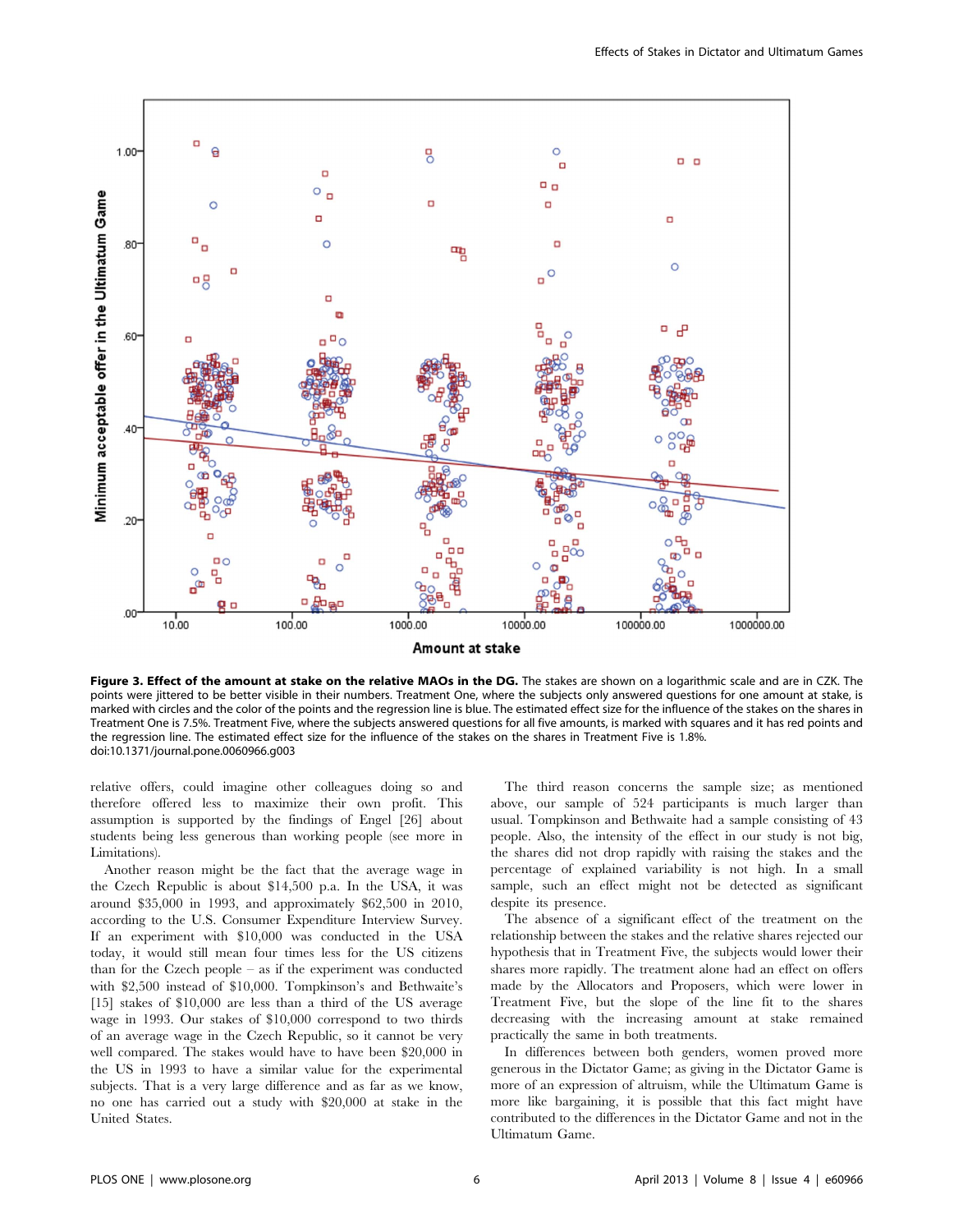**Figure 3. Effect of the amount at stake on the relative MAOs in the DG.** The stakes are shown on a logarithmic scale and are in CZK. The points were jittered to be better visible in their numbers. Treatment One, where the subjects only answered questions for one amount at stake, is marked with circles and the color of the points and the regression line is blue. The estimated effect size for the influence of the stakes on the shares in Treatment One is 7.5%. Treatment Five, where the subjects answered questions for all five amounts, is marked with squares and it has red points and the regression line. The estimated effect size for the influence of the stakes on the shares in Treatment Five is 1.8%.
doi:10.1371/journal.pone.0060966.g003

relative offers, could imagine other colleagues doing so and therefore offered less to maximize their own profit. This assumption is supported by the findings of Engel [26] about students being less generous than working people (see more in Limitations).

Another reason might be the fact that the average wage in the Czech Republic is about $14,500 p.a. In the USA, it was around $35,000 in 1993, and approximately $62,500 in 2010, according to the U.S. Consumer Expenditure Interview Survey. If an experiment with $10,000 was conducted in the USA today, it would still mean four times less for the US citizens than for the Czech people – as if the experiment was conducted with $2,500 instead of $10,000. Tompkinson's and Bethwaite's [15] stakes of $10,000 are less than a third of the US average wage in 1993. Our stakes of $10,000 correspond to two thirds of an average wage in the Czech Republic, so it cannot be very well compared. The stakes would have to have been $20,000 in the US in 1993 to have a similar value for the experimental subjects. That is a very large difference and as far as we know, no one has carried out a study with $20,000 at stake in the United States.

The third reason concerns the sample size; as mentioned above, our sample of 524 participants is much larger than usual. Tompkinson and Bethwaite had a sample consisting of 43 people. Also, the intensity of the effect in our study is not big, the shares did not drop rapidly with raising the stakes and the percentage of explained variability is not high. In a small sample, such an effect might not be detected as significant despite its presence.

The absence of a significant effect of the treatment on the relationship between the stakes and the relative shares rejected our hypothesis that in Treatment Five, the subjects would lower their shares more rapidly. The treatment alone had an effect on offers made by the Allocators and Proposers, which were lower in Treatment Five, but the slope of the line fit to the shares decreasing with the increasing amount at stake remained practically the same in both treatments.

In differences between both genders, women proved more generous in the Dictator Game; as giving in the Dictator Game is more of an expression of altruism, while the Ultimatum Game is more like bargaining, it is possible that this fact might have contributed to the differences in the Dictator Game and not in the Ultimatum Game.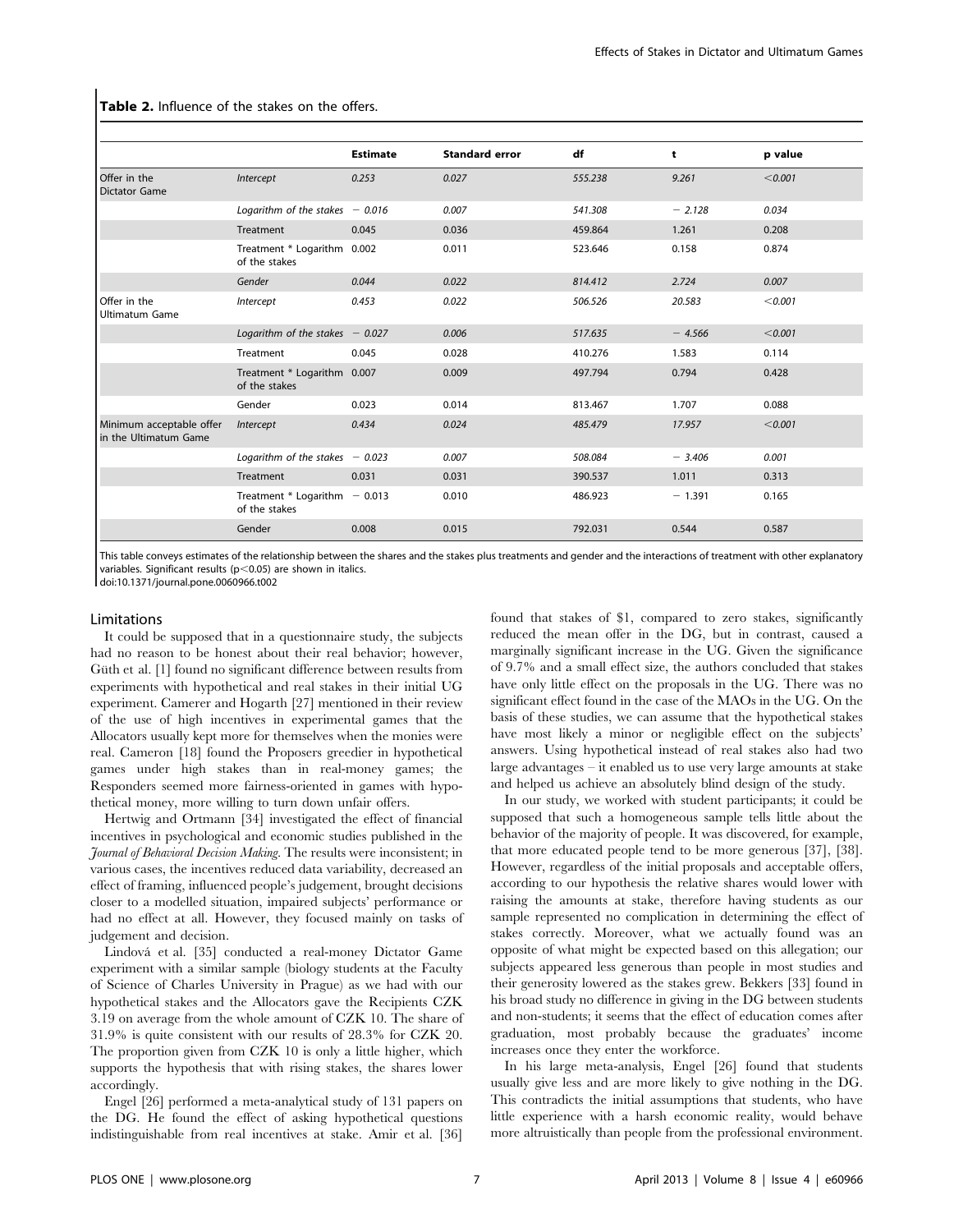**Table 2.** Influence of the stakes on the offers.

| | | Estimate | Standard error | df | t | p value |
|---|---|---|---|---|---|---|
| Offer in the Dictator Game | *Intercept* | *0.253* | *0.027* | *555.238* | *9.261* | *<0.001* |
| | *Logarithm of the stakes* | *− 0.016* | *0.007* | *541.308* | *− 2.128* | *0.034* |
| | Treatment | 0.045 | 0.036 | 459.864 | 1.261 | 0.208 |
| | Treatment * Logarithm of the stakes | 0.002 | 0.011 | 523.646 | 0.158 | 0.874 |
| | *Gender* | *0.044* | *0.022* | *814.412* | *2.724* | *0.007* |
| Offer in the Ultimatum Game | *Intercept* | *0.453* | *0.022* | *506.526* | *20.583* | *<0.001* |
| | *Logarithm of the stakes* | *− 0.027* | *0.006* | *517.635* | *− 4.566* | *<0.001* |
| | Treatment | 0.045 | 0.028 | 410.276 | 1.583 | 0.114 |
| | Treatment * Logarithm of the stakes | 0.007 | 0.009 | 497.794 | 0.794 | 0.428 |
| | Gender | 0.023 | 0.014 | 813.467 | 1.707 | 0.088 |
| Minimum acceptable offer in the Ultimatum Game | *Intercept* | *0.434* | *0.024* | *485.479* | *17.957* | *<0.001* |
| | *Logarithm of the stakes* | *− 0.023* | *0.007* | *508.084* | *− 3.406* | *0.001* |
| | Treatment | 0.031 | 0.031 | 390.537 | 1.011 | 0.313 |
| | Treatment * Logarithm of the stakes | − 0.013 | 0.010 | 486.923 | − 1.391 | 0.165 |
| | Gender | 0.008 | 0.015 | 792.031 | 0.544 | 0.587 |

This table conveys estimates of the relationship between the shares and the stakes plus treatments and gender and the interactions of treatment with other explanatory variables. Significant results ($p<0.05$) are shown in italics.
doi:10.1371/journal.pone.0060966.t002

## Limitations

It could be supposed that in a questionnaire study, the subjects had no reason to be honest about their real behavior; however, Güth et al. [1] found no significant difference between results from experiments with hypothetical and real stakes in their initial UG experiment. Camerer and Hogarth [27] mentioned in their review of the use of high incentives in experimental games that the Allocators usually kept more for themselves when the monies were real. Cameron [18] found the Proposers greedier in hypothetical games under high stakes than in real-money games; the Responders seemed more fairness-oriented in games with hypothetical money, more willing to turn down unfair offers.

Hertwig and Ortmann [34] investigated the effect of financial incentives in psychological and economic studies published in the *Journal of Behavioral Decision Making*. The results were inconsistent; in various cases, the incentives reduced data variability, decreased an effect of framing, influenced people's judgement, brought decisions closer to a modelled situation, impaired subjects' performance or had no effect at all. However, they focused mainly on tasks of judgement and decision.

Lindová et al. [35] conducted a real-money Dictator Game experiment with a similar sample (biology students at the Faculty of Science of Charles University in Prague) as we had with our hypothetical stakes and the Allocators gave the Recipients CZK 3.19 on average from the whole amount of CZK 10. The share of 31.9% is quite consistent with our results of 28.3% for CZK 20. The proportion given from CZK 10 is only a little higher, which supports the hypothesis that with rising stakes, the shares lower accordingly.

Engel [26] performed a meta-analytical study of 131 papers on the DG. He found the effect of asking hypothetical questions indistinguishable from real incentives at stake. Amir et al. [36] found that stakes of $1, compared to zero stakes, significantly reduced the mean offer in the DG, but in contrast, caused a marginally significant increase in the UG. Given the significance of 9.7% and a small effect size, the authors concluded that stakes have only little effect on the proposals in the UG. There was no significant effect found in the case of the MAOs in the UG. On the basis of these studies, we can assume that the hypothetical stakes have most likely a minor or negligible effect on the subjects' answers. Using hypothetical instead of real stakes also had two large advantages – it enabled us to use very large amounts at stake and helped us achieve an absolutely blind design of the study.

In our study, we worked with student participants; it could be supposed that such a homogeneous sample tells little about the behavior of the majority of people. It was discovered, for example, that more educated people tend to be more generous [37], [38]. However, regardless of the initial proposals and acceptable offers, according to our hypothesis the relative shares would lower with raising the amounts at stake, therefore having students as our sample represented no complication in determining the effect of stakes correctly. Moreover, what we actually found was an opposite of what might be expected based on this allegation; our subjects appeared less generous than people in most studies and their generosity lowered as the stakes grew. Bekkers [33] found in his broad study no difference in giving in the DG between students and non-students; it seems that the effect of education comes after graduation, most probably because the graduates' income increases once they enter the workforce.

In his large meta-analysis, Engel [26] found that students usually give less and are more likely to give nothing in the DG. This contradicts the initial assumptions that students, who have little experience with a harsh economic reality, would behave more altruistically than people from the professional environment.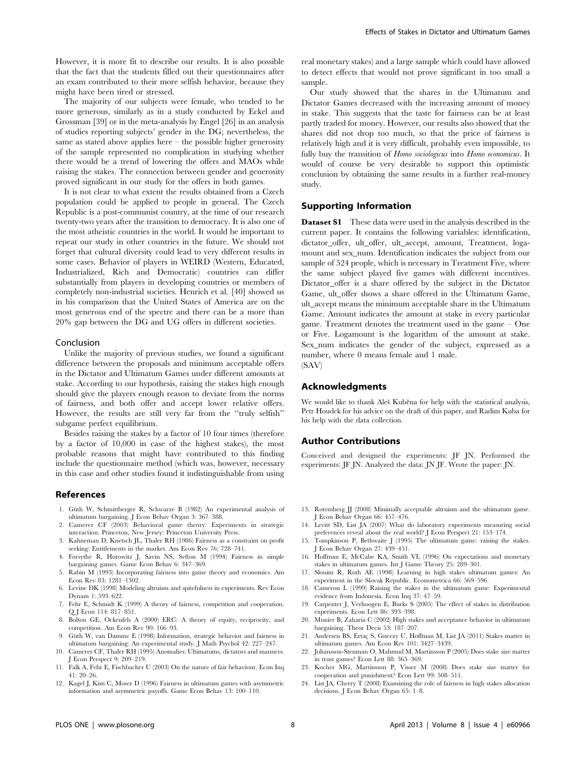However, it is more fit to describe our results. It is also possible that the fact that the students filled out their questionnaires after an exam contributed to their more selfish behavior, because they might have been tired or stressed.

The majority of our subjects were female, who tended to be more generous, similarly as in a study conducted by Eckel and Grossman [39] or in the meta-analysis by Engel [26] in an analysis of studies reporting subjects' gender in the DG; nevertheless, the same as stated above applies here – the possible higher generosity of the sample represented no complication in studying whether there would be a trend of lowering the offers and MAOs while raising the stakes. The connection between gender and generosity proved significant in our study for the offers in both games.

It is not clear to what extent the results obtained from a Czech population could be applied to people in general. The Czech Republic is a post-communist country, at the time of our research twenty-two years after the transition to democracy. It is also one of the most atheistic countries in the world. It would be important to repeat our study in other countries in the future. We should not forget that cultural diversity could lead to very different results in some cases. Behavior of players in WEIRD (Western, Educated, Industrialized, Rich and Democratic) countries can differ substantially from players in developing countries or members of completely non-industrial societies. Henrich et al. [40] showed us in his comparison that the United States of America are on the most generous end of the spectre and there can be a more than 20% gap between the DG and UG offers in different societies.

### Conclusion

Unlike the majority of previous studies, we found a significant difference between the proposals and minimum acceptable offers in the Dictator and Ultimatum Games under different amounts at stake. According to our hypothesis, raising the stakes high enough should give the players enough reason to deviate from the norms of fairness, and both offer and accept lower relative offers. However, the results are still very far from the ''truly selfish'' subgame perfect equilibrium.

Besides raising the stakes by a factor of 10 four times (therefore by a factor of 10,000 in case of the highest stakes), the most probable reasons that might have contributed to this finding include the questionnaire method (which was, however, necessary in this case and other studies found it indistinguishable from using real monetary stakes) and a large sample which could have allowed to detect effects that would not prove significant in too small a sample.

Our study showed that the shares in the Ultimatum and Dictator Games decreased with the increasing amount of money in stake. This suggests that the taste for fairness can be at least partly traded for money. However, our results also showed that the shares did not drop too much, so that the price of fairness is relatively high and it is very difficult, probably even impossible, to fully buy the transition of *Homo sociologicus* into *Homo economicus*. It would of course be very desirable to support this optimistic conclusion by obtaining the same results in a further real-money study.

## Supporting Information

**Dataset S1** These data were used in the analysis described in the current paper. It contains the following variables: identification, dictator_offer, ult_offer, ult_accept, amount, Treatment, logamount and sex_num. Identification indicates the subject from our sample of 524 people, which is necessary in Treatment Five, where the same subject played five games with different incentives. Dictator_offer is a share offered by the subject in the Dictator Game, ult_offer shows a share offered in the Ultimatum Game, ult_accept means the minimum acceptable share in the Ultimatum Game. Amount indicates the amount at stake in every particular game. Treatment denotes the treatment used in the game – One or Five. Logamount is the logarithm of the amount at stake. Sex_num indicates the gender of the subject, expressed as a number, where 0 means female and 1 male.
(SAV)

## Acknowledgments

We would like to thank Aleš Kuběna for help with the statistical analysis, Petr Houdek for his advice on the draft of this paper, and Radim Kuba for his help with the data collection.

## Author Contributions

Conceived and designed the experiments: JF JN. Performed the experiments: JF JN. Analyzed the data: JN JF. Wrote the paper: JN.

## References

1. Güth W, Schmittberger R, Schwarze B (1982) An experimental analysis of ultimatum bargaining. J Econ Behav Organ 3: 367–388.
2. Camerer CF (2003) Behavioral game theory: Experiments in strategic interaction. Princeton, New Jersey: Princeton University Press.
3. Kahneman D, Knetsch JL, Thaler RH (1986) Fairness as a constraint on profit seeking: Entitlements in the market. Am Econ Rev 76: 728–741.
4. Forsythe R, Horowitz J, Savin NS, Sefton M (1994) Fairness in simple bargaining games. Game Econ Behav 6: 347–369.
5. Rabin M (1993) Incorporating fairness into game theory and economics. Am Econ Rev 83: 1281–1302.
6. Levine DK (1998) Modeling altruism and spitefulness in experiments. Rev Econ Dynam 1: 593–622.
7. Fehr E, Schmidt K (1999) A theory of fairness, competition and cooperation. Q J Econ 114: 817–851.
8. Bolton GE, Ockenfels A (2000) ERC: A theory of equity, reciprocity, and competition. Am Econ Rev 90: 166–93.
9. Güth W, van Damme E (1998) Information, strategic behavior and fairness in ultimatum bargaining: An experimental study. J Math Psychol 42: 227–247.
10. Camerer CF, Thaler RH (1995) Anomalies: Ultimatums, dictators and manners. J Econ Perspect 9: 209–219.
11. Falk A, Fehr E, Fischbacher U (2003) On the nature of fair behaviour. Econ Inq 41: 20–26.
12. Kagel J, Kim C, Moser D (1996) Fairness in ultimatum games with asymmetric information and asymmetric payoffs. Game Econ Behav 13: 100–110.
13. Rotemberg JJ (2008) Minimally acceptable altruism and the ultimatum game. J Econ Behav Organ 66: 457–476.
14. Levitt SD, List JA (2007) What do laboratory experiments measuring social preferences reveal about the real world? J Econ Perspect 21: 153–174.
15. Tompkinson P, Bethwaite J (1995) The ultimatum game: raising the stakes. J Econ Behav Organ 27: 439–451.
16. Hoffman E, McCabe KA, Smith VL (1996) On expectations and monetary stakes in ultimatum games. Int J Game Theory 25: 289–301.
17. Slonim R, Roth AE (1998) Learning in high stakes ultimatum games: An experiment in the Slovak Republic. Econometrica 66: 569–596.
18. Cameron L (1999) Raising the stakes in the ultimatum game: Experimental evidence from Indonesia. Econ Inq 37: 47–59.
19. Carpenter J, Verhoogen E, Burks S (2005) The effect of stakes in distribution experiments. Econ Lett 86: 393–398.
20. Munier B, Zaharia C (2002) High stakes and acceptance behavior in ultimatum bargaining. Theor Decis 53: 187–207.
21. Andersen BS, Ertaç S, Gneezy U, Hoffman M, List JA (2011) Stakes matter in ultimatum games. Am Econ Rev 101: 3427–3439.
22. Johansson-Stenman O, Mahmud M, Martinsson P (2005) Does stake size matter in trust games? Econ Lett 88: 365–369.
23. Kocher MG, Martinsson P, Visser M (2008) Does stake size matter for cooperation and punishment? Econ Lett 99: 508–511.
24. List JA, Cherry T (2008) Examining the role of fairness in high stakes allocation decisions. J Econ Behav Organ 65: 1–8.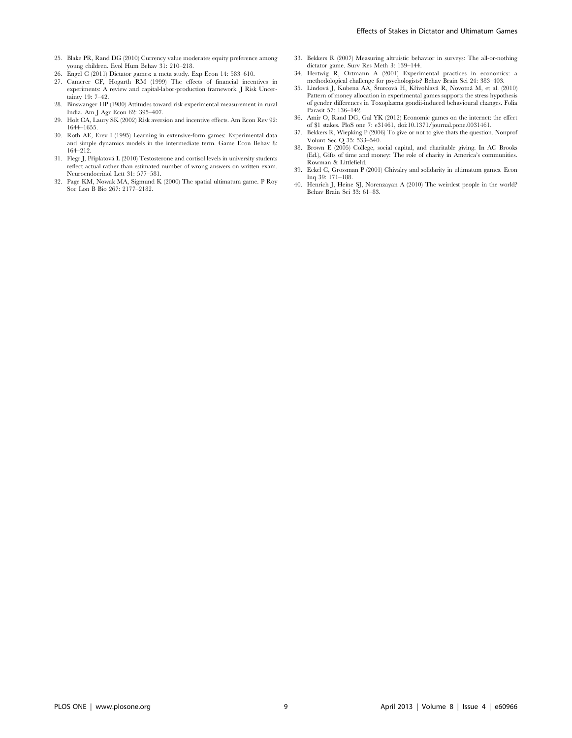25. Blake PR, Rand DG (2010) Currency value moderates equity preference among young children. Evol Hum Behav 31: 210–218.
26. Engel C (2011) Dictator games: a meta study. Exp Econ 14: 583–610.
27. Camerer CF, Hogarth RM (1999) The effects of financial incentives in experiments: A review and capital-labor-production framework. J Risk Uncertainty 19: 7–42.
28. Binswanger HP (1980) Attitudes toward risk experimental measurement in rural India. Am J Agr Econ 62: 395–407.
29. Holt CA, Laury SK (2002) Risk aversion and incentive effects. Am Econ Rev 92: 1644–1655.
30. Roth AE, Erev I (1995) Learning in extensive-form games: Experimental data and simple dynamics models in the intermediate term. Game Econ Behav 8: 164–212.
31. Flegr J, Příplatová L (2010) Testosterone and cortisol levels in university students reflect actual rather than estimated number of wrong answers on written exam. Neuroendocrinol Lett 31: 577–581.
32. Page KM, Nowak MA, Sigmund K (2000) The spatial ultimatum game. P Roy Soc Lon B Bio 267: 2177–2182.
33. Bekkers R (2007) Measuring altruistic behavior in surveys: The all-or-nothing dictator game. Surv Res Meth 3: 139–144.
34. Hertwig R, Ortmann A (2001) Experimental practices in economics: a methodological challenge for psychologists? Behav Brain Sci 24: 383–403.
35. Lindová J, Kubena AA, Šturcová H, Křivohlavá R, Novotná M, et al. (2010) Pattern of money allocation in experimental games supports the stress hypothesis of gender differences in Toxoplasma gondii-induced behavioural changes. Folia Parasit 57: 136–142.
36. Amir O, Rand DG, Gal YK (2012) Economic games on the internet: the effect of $1 stakes. PloS one 7: e31461, doi:10.1371/journal.pone.0031461.
37. Bekkers R, Wiepking P (2006) To give or not to give thats the question. Nonprof Volunt Sec Q 35: 533–540.
38. Brown E (2005) College, social capital, and charitable giving. In AC Brooks (Ed.), Gifts of time and money: The role of charity in America's communities. Rowman & Littlefield.
39. Eckel C, Grossman P (2001) Chivalry and solidarity in ultimatum games. Econ Inq 39: 171–188.
40. Henrich J, Heine SJ, Norenzayan A (2010) The weirdest people in the world? Behav Brain Sci 33: 61–83.